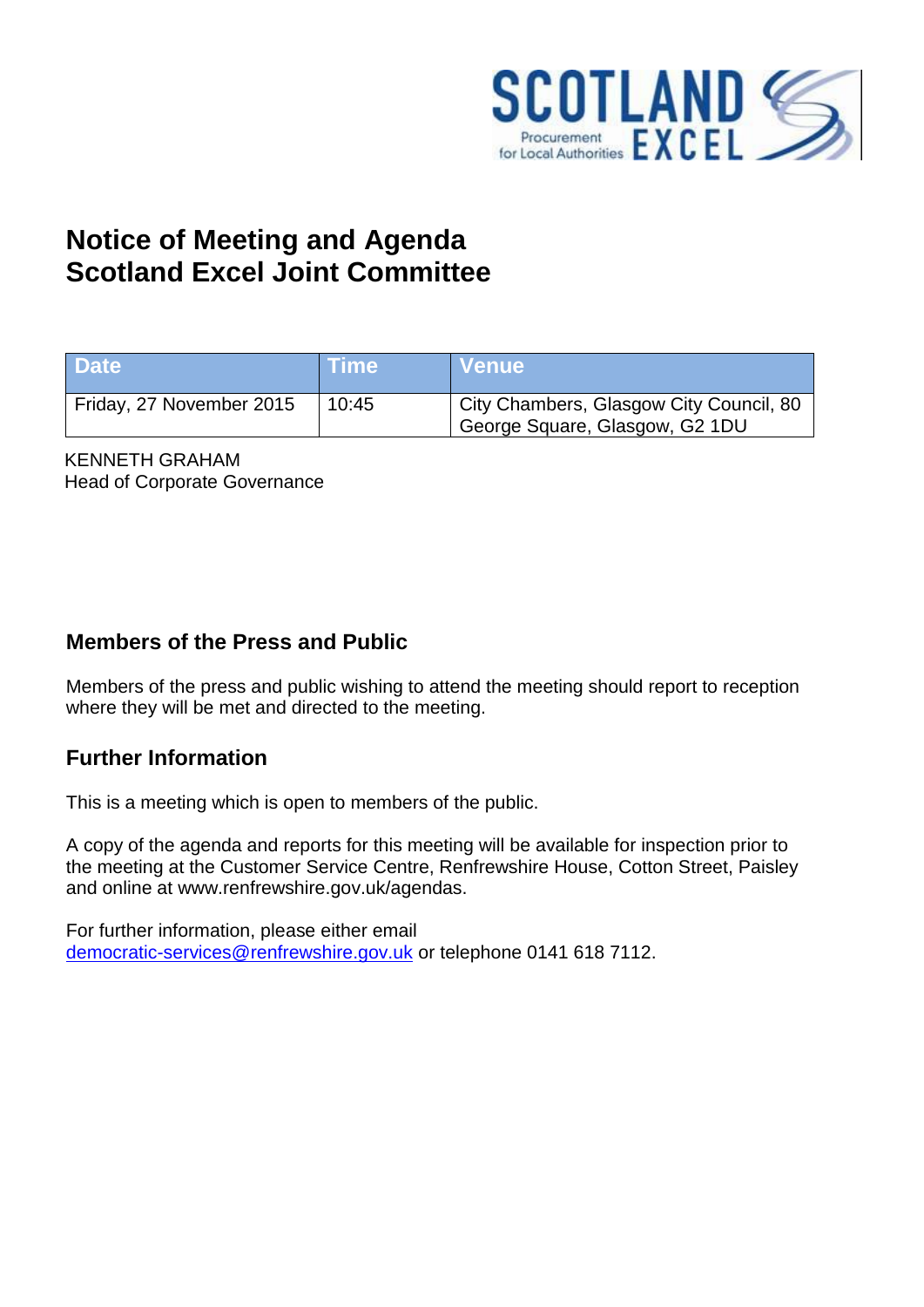# Notice of Meeting and Agenda
# Scotland Excel Joint Committee

| Date | Time | Venue |
| --- | --- | --- |
| Friday, 27 November 2015 | 10:45 | City Chambers, Glasgow City Council, 80 George Square, Glasgow, G2 1DU |

KENNETH GRAHAM
Head of Corporate Governance

## Members of the Press and Public

Members of the press and public wishing to attend the meeting should report to reception where they will be met and directed to the meeting.

## Further Information

This is a meeting which is open to members of the public.

A copy of the agenda and reports for this meeting will be available for inspection prior to the meeting at the Customer Service Centre, Renfrewshire House, Cotton Street, Paisley and online at www.renfrewshire.gov.uk/agendas.

For further information, please either email democratic-services@renfrewshire.gov.uk or telephone 0141 618 7112.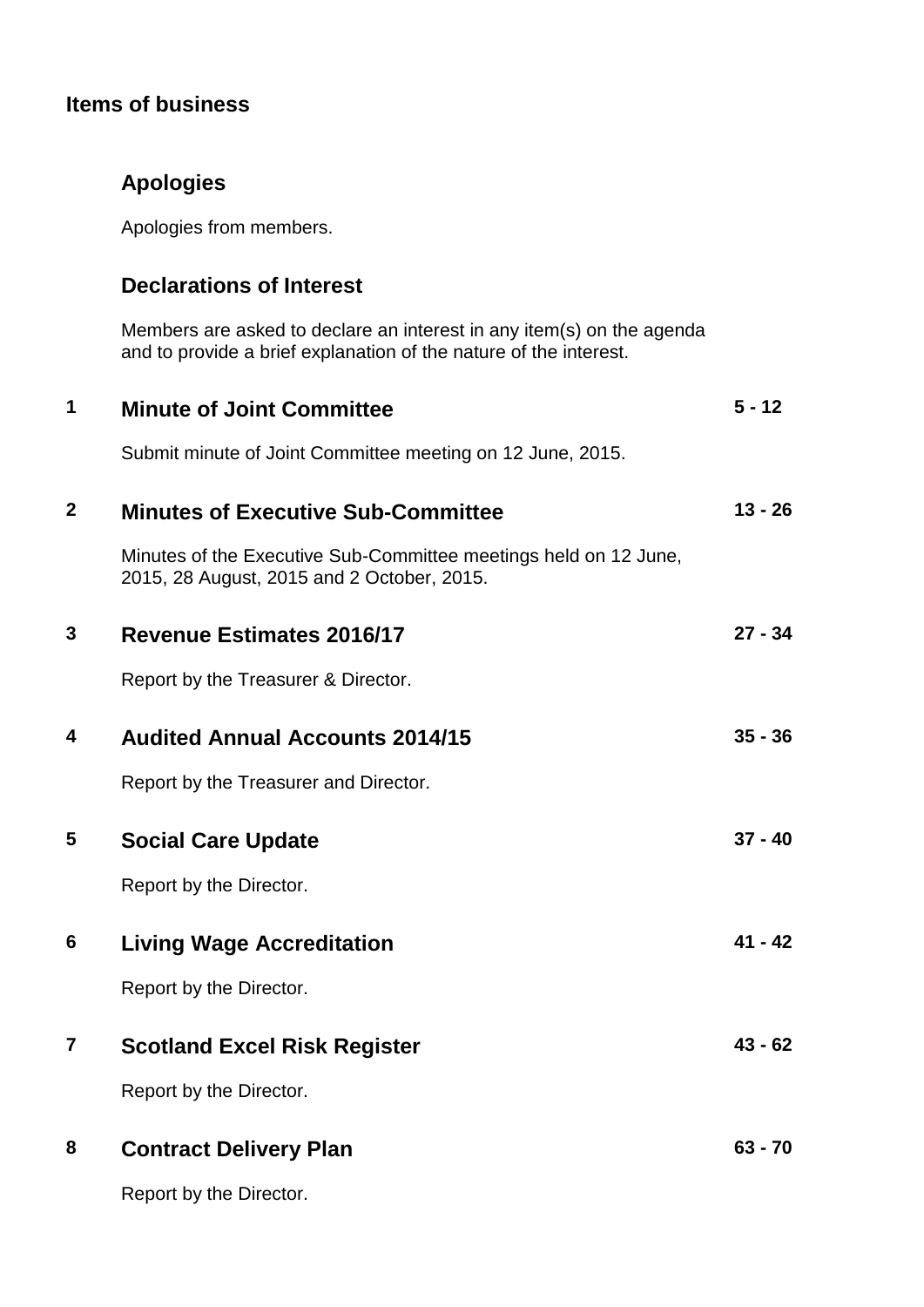## Items of business

### Apologies

Apologies from members.

### Declarations of Interest

Members are asked to declare an interest in any item(s) on the agenda and to provide a brief explanation of the nature of the interest.

### 1 Minute of Joint Committee — 5 - 12

Submit minute of Joint Committee meeting on 12 June, 2015.

### 2 Minutes of Executive Sub-Committee — 13 - 26

Minutes of the Executive Sub-Committee meetings held on 12 June, 2015, 28 August, 2015 and 2 October, 2015.

### 3 Revenue Estimates 2016/17 — 27 - 34

Report by the Treasurer & Director.

### 4 Audited Annual Accounts 2014/15 — 35 - 36

Report by the Treasurer and Director.

### 5 Social Care Update — 37 - 40

Report by the Director.

### 6 Living Wage Accreditation — 41 - 42

Report by the Director.

### 7 Scotland Excel Risk Register — 43 - 62

Report by the Director.

### 8 Contract Delivery Plan — 63 - 70

Report by the Director.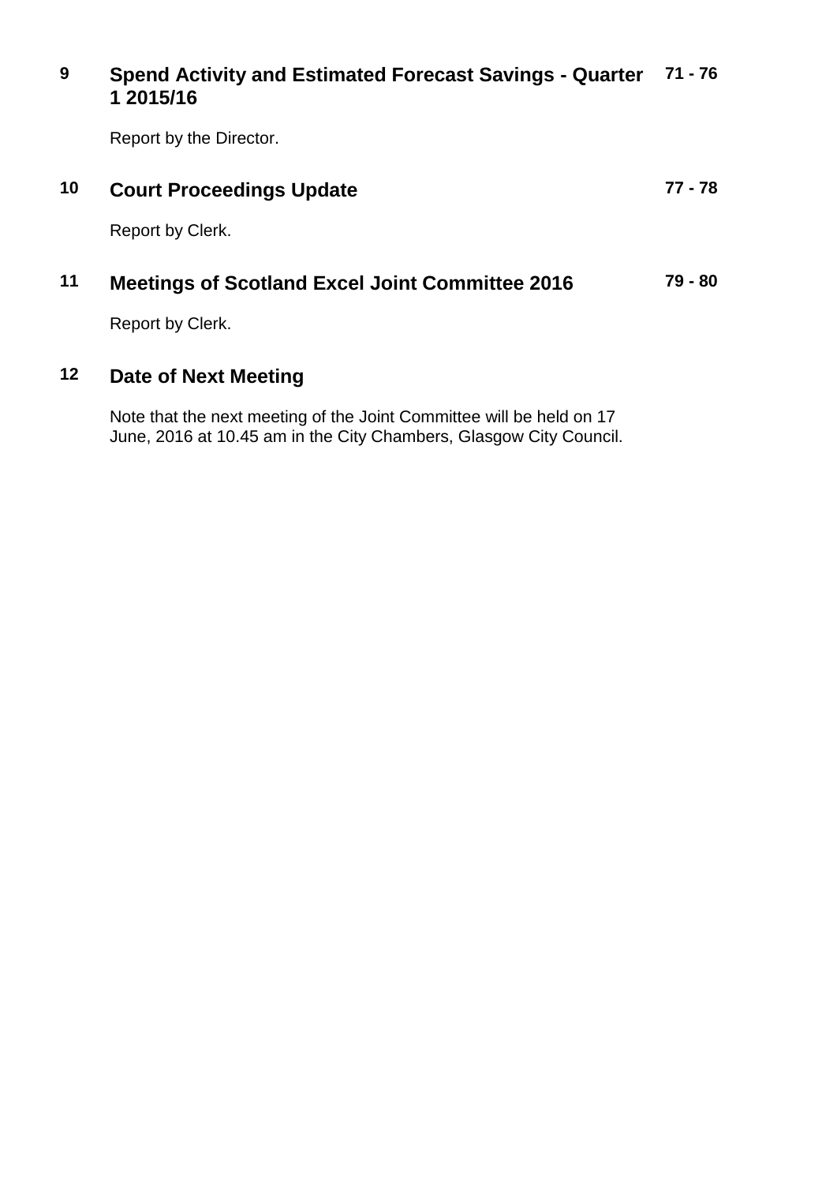**9 Spend Activity and Estimated Forecast Savings - Quarter 1 2015/16** **71 - 76**

Report by the Director.

**10 Court Proceedings Update** **77 - 78**

Report by Clerk.

**11 Meetings of Scotland Excel Joint Committee 2016** **79 - 80**

Report by Clerk.

**12 Date of Next Meeting**

Note that the next meeting of the Joint Committee will be held on 17 June, 2016 at 10.45 am in the City Chambers, Glasgow City Council.